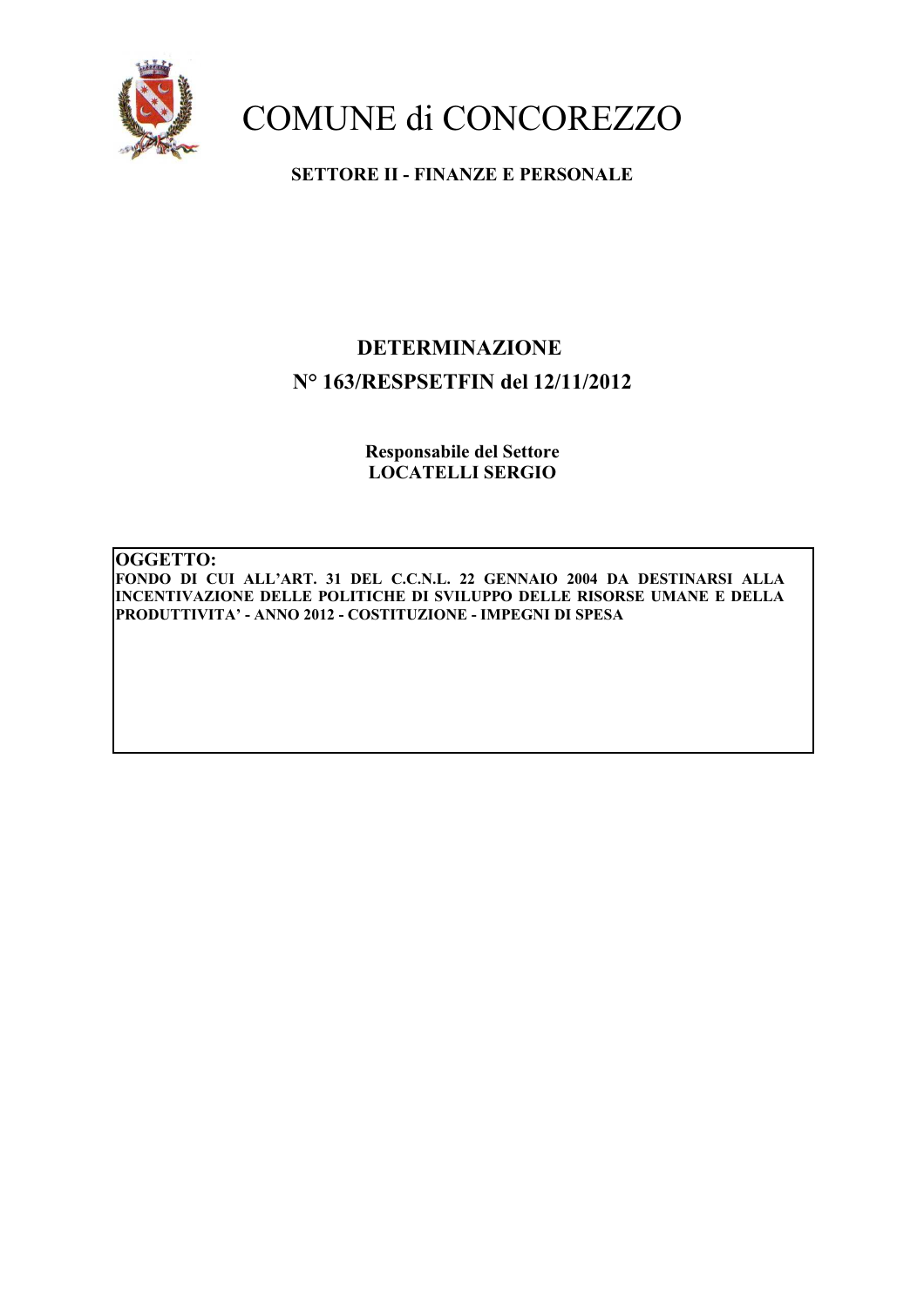# COMUNE di CONCOREZZO

**SETTORE II - FINANZE E PERSONALE**

## DETERMINAZIONE

## N° 163/RESPSETFIN del 12/11/2012

**Responsabile del Settore**
**LOCATELLI SERGIO**

**OGGETTO:**
**FONDO DI CUI ALL'ART. 31 DEL C.C.N.L. 22 GENNAIO 2004 DA DESTINARSI ALLA INCENTIVAZIONE DELLE POLITICHE DI SVILUPPO DELLE RISORSE UMANE E DELLA PRODUTTIVITA' - ANNO 2012 - COSTITUZIONE - IMPEGNI DI SPESA**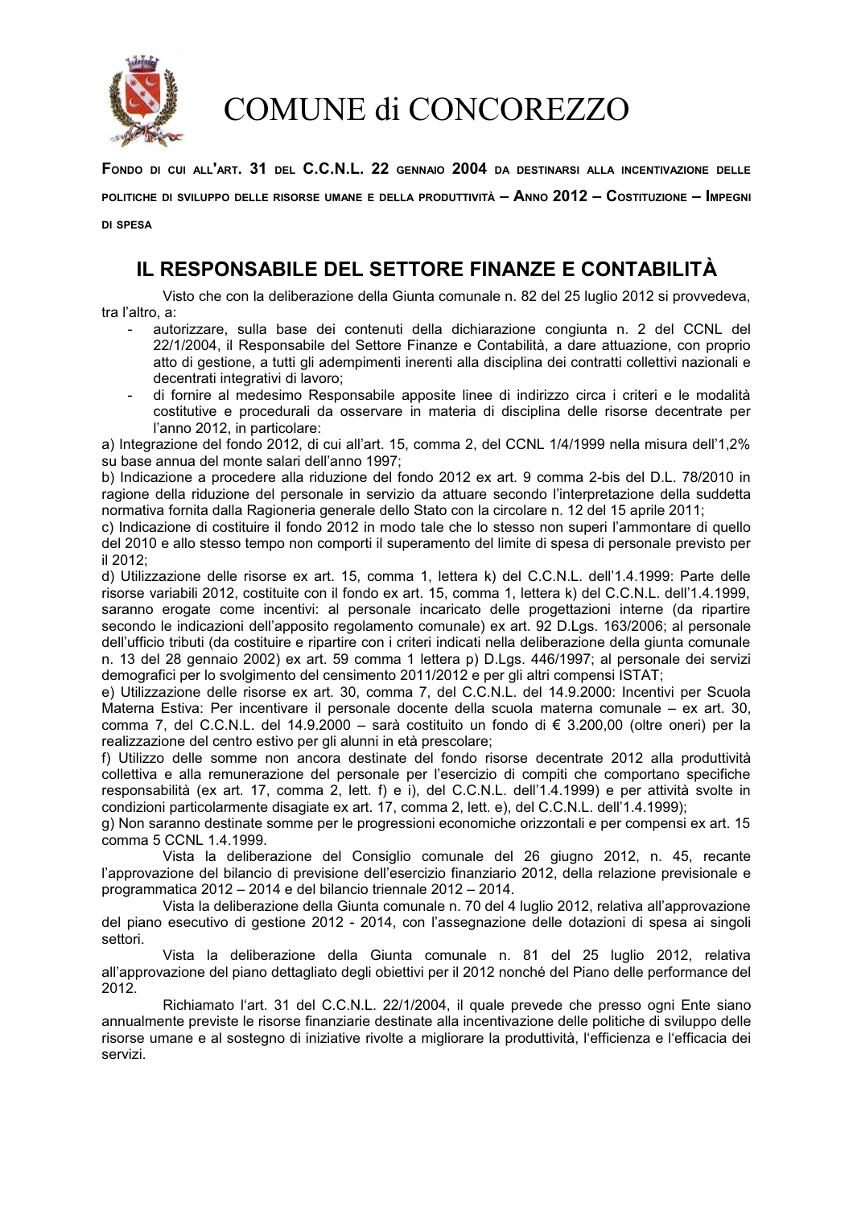# COMUNE di CONCOREZZO

**FONDO DI CUI ALL'ART. 31 DEL C.C.N.L. 22 GENNAIO 2004 DA DESTINARSI ALLA INCENTIVAZIONE DELLE POLITICHE DI SVILUPPO DELLE RISORSE UMANE E DELLA PRODUTTIVITÀ – ANNO 2012 – COSTITUZIONE – IMPEGNI DI SPESA**

## IL RESPONSABILE DEL SETTORE FINANZE E CONTABILITÀ

Visto che con la deliberazione della Giunta comunale n. 82 del 25 luglio 2012 si provvedeva, tra l'altro, a:

- autorizzare, sulla base dei contenuti della dichiarazione congiunta n. 2 del CCNL del 22/1/2004, il Responsabile del Settore Finanze e Contabilità, a dare attuazione, con proprio atto di gestione, a tutti gli adempimenti inerenti alla disciplina dei contratti collettivi nazionali e decentrati integrativi di lavoro;
- di fornire al medesimo Responsabile apposite linee di indirizzo circa i criteri e le modalità costitutive e procedurali da osservare in materia di disciplina delle risorse decentrate per l'anno 2012, in particolare:

a) Integrazione del fondo 2012, di cui all'art. 15, comma 2, del CCNL 1/4/1999 nella misura dell'1,2% su base annua del monte salari dell'anno 1997;
b) Indicazione a procedere alla riduzione del fondo 2012 ex art. 9 comma 2-bis del D.L. 78/2010 in ragione della riduzione del personale in servizio da attuare secondo l'interpretazione della suddetta normativa fornita dalla Ragioneria generale dello Stato con la circolare n. 12 del 15 aprile 2011;
c) Indicazione di costituire il fondo 2012 in modo tale che lo stesso non superi l'ammontare di quello del 2010 e allo stesso tempo non comporti il superamento del limite di spesa di personale previsto per il 2012;
d) Utilizzazione delle risorse ex art. 15, comma 1, lettera k) del C.C.N.L. dell'1.4.1999: Parte delle risorse variabili 2012, costituite con il fondo ex art. 15, comma 1, lettera k) del C.C.N.L. dell'1.4.1999, saranno erogate come incentivi: al personale incaricato delle progettazioni interne (da ripartire secondo le indicazioni dell'apposito regolamento comunale) ex art. 92 D.Lgs. 163/2006; al personale dell'ufficio tributi (da costituire e ripartire con i criteri indicati nella deliberazione della giunta comunale n. 13 del 28 gennaio 2002) ex art. 59 comma 1 lettera p) D.Lgs. 446/1997; al personale dei servizi demografici per lo svolgimento del censimento 2011/2012 e per gli altri compensi ISTAT;
e) Utilizzazione delle risorse ex art. 30, comma 7, del C.C.N.L. del 14.9.2000: Incentivi per Scuola Materna Estiva: Per incentivare il personale docente della scuola materna comunale – ex art. 30, comma 7, del C.C.N.L. del 14.9.2000 – sarà costituito un fondo di € 3.200,00 (oltre oneri) per la realizzazione del centro estivo per gli alunni in età prescolare;
f) Utilizzo delle somme non ancora destinate del fondo risorse decentrate 2012 alla produttività collettiva e alla remunerazione del personale per l'esercizio di compiti che comportano specifiche responsabilità (ex art. 17, comma 2, lett. f) e i), del C.C.N.L. dell'1.4.1999) e per attività svolte in condizioni particolarmente disagiate ex art. 17, comma 2, lett. e), del C.C.N.L. dell'1.4.1999);
g) Non saranno destinate somme per le progressioni economiche orizzontali e per compensi ex art. 15 comma 5 CCNL 1.4.1999.

Vista la deliberazione del Consiglio comunale del 26 giugno 2012, n. 45, recante l'approvazione del bilancio di previsione dell'esercizio finanziario 2012, della relazione previsionale e programmatica 2012 – 2014 e del bilancio triennale 2012 – 2014.

Vista la deliberazione della Giunta comunale n. 70 del 4 luglio 2012, relativa all'approvazione del piano esecutivo di gestione 2012 - 2014, con l'assegnazione delle dotazioni di spesa ai singoli settori.

Vista la deliberazione della Giunta comunale n. 81 del 25 luglio 2012, relativa all'approvazione del piano dettagliato degli obiettivi per il 2012 nonché del Piano delle performance del 2012.

Richiamato l'art. 31 del C.C.N.L. 22/1/2004, il quale prevede che presso ogni Ente siano annualmente previste le risorse finanziarie destinate alla incentivazione delle politiche di sviluppo delle risorse umane e al sostegno di iniziative rivolte a migliorare la produttività, l'efficienza e l'efficacia dei servizi.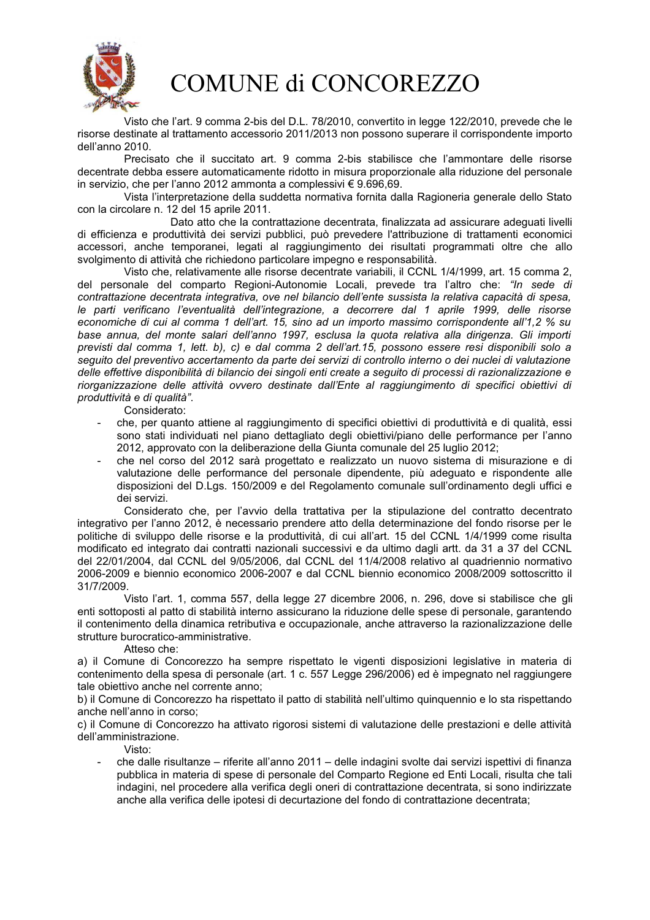# COMUNE di CONCOREZZO

Visto che l'art. 9 comma 2-bis del D.L. 78/2010, convertito in legge 122/2010, prevede che le risorse destinate al trattamento accessorio 2011/2013 non possono superare il corrispondente importo dell'anno 2010.

Precisato che il succitato art. 9 comma 2-bis stabilisce che l'ammontare delle risorse decentrate debba essere automaticamente ridotto in misura proporzionale alla riduzione del personale in servizio, che per l'anno 2012 ammonta a complessivi € 9.696,69.

Vista l'interpretazione della suddetta normativa fornita dalla Ragioneria generale dello Stato con la circolare n. 12 del 15 aprile 2011.

Dato atto che la contrattazione decentrata, finalizzata ad assicurare adeguati livelli di efficienza e produttività dei servizi pubblici, può prevedere l'attribuzione di trattamenti economici accessori, anche temporanei, legati al raggiungimento dei risultati programmati oltre che allo svolgimento di attività che richiedono particolare impegno e responsabilità.

Visto che, relativamente alle risorse decentrate variabili, il CCNL 1/4/1999, art. 15 comma 2, del personale del comparto Regioni-Autonomie Locali, prevede tra l'altro che: *"In sede di contrattazione decentrata integrativa, ove nel bilancio dell'ente sussista la relativa capacità di spesa, le parti verificano l'eventualità dell'integrazione, a decorrere dal 1 aprile 1999, delle risorse economiche di cui al comma 1 dell'art. 15, sino ad un importo massimo corrispondente all'1,2 % su base annua, del monte salari dell'anno 1997, esclusa la quota relativa alla dirigenza. Gli importi previsti dal comma 1, lett. b), c) e dal comma 2 dell'art.15, possono essere resi disponibili solo a seguito del preventivo accertamento da parte dei servizi di controllo interno o dei nuclei di valutazione delle effettive disponibilità di bilancio dei singoli enti create a seguito di processi di razionalizzazione e riorganizzazione delle attività ovvero destinate dall'Ente al raggiungimento di specifici obiettivi di produttività e di qualità".*

Considerato:

- che, per quanto attiene al raggiungimento di specifici obiettivi di produttività e di qualità, essi sono stati individuati nel piano dettagliato degli obiettivi/piano delle performance per l'anno 2012, approvato con la deliberazione della Giunta comunale del 25 luglio 2012;
- che nel corso del 2012 sarà progettato e realizzato un nuovo sistema di misurazione e di valutazione delle performance del personale dipendente, più adeguato e rispondente alle disposizioni del D.Lgs. 150/2009 e del Regolamento comunale sull'ordinamento degli uffici e dei servizi.

Considerato che, per l'avvio della trattativa per la stipulazione del contratto decentrato integrativo per l'anno 2012, è necessario prendere atto della determinazione del fondo risorse per le politiche di sviluppo delle risorse e la produttività, di cui all'art. 15 del CCNL 1/4/1999 come risulta modificato ed integrato dai contratti nazionali successivi e da ultimo dagli artt. da 31 a 37 del CCNL del 22/01/2004, dal CCNL del 9/05/2006, dal CCNL del 11/4/2008 relativo al quadriennio normativo 2006-2009 e biennio economico 2006-2007 e dal CCNL biennio economico 2008/2009 sottoscritto il 31/7/2009.

Visto l'art. 1, comma 557, della legge 27 dicembre 2006, n. 296, dove si stabilisce che gli enti sottoposti al patto di stabilità interno assicurano la riduzione delle spese di personale, garantendo il contenimento della dinamica retributiva e occupazionale, anche attraverso la razionalizzazione delle strutture burocratico-amministrative.

Atteso che:

a) il Comune di Concorezzo ha sempre rispettato le vigenti disposizioni legislative in materia di contenimento della spesa di personale (art. 1 c. 557 Legge 296/2006) ed è impegnato nel raggiungere tale obiettivo anche nel corrente anno;

b) il Comune di Concorezzo ha rispettato il patto di stabilità nell'ultimo quinquennio e lo sta rispettando anche nell'anno in corso;

c) il Comune di Concorezzo ha attivato rigorosi sistemi di valutazione delle prestazioni e delle attività dell'amministrazione.

Visto:

- che dalle risultanze – riferite all'anno 2011 – delle indagini svolte dai servizi ispettivi di finanza pubblica in materia di spese di personale del Comparto Regione ed Enti Locali, risulta che tali indagini, nel procedere alla verifica degli oneri di contrattazione decentrata, si sono indirizzate anche alla verifica delle ipotesi di decurtazione del fondo di contrattazione decentrata;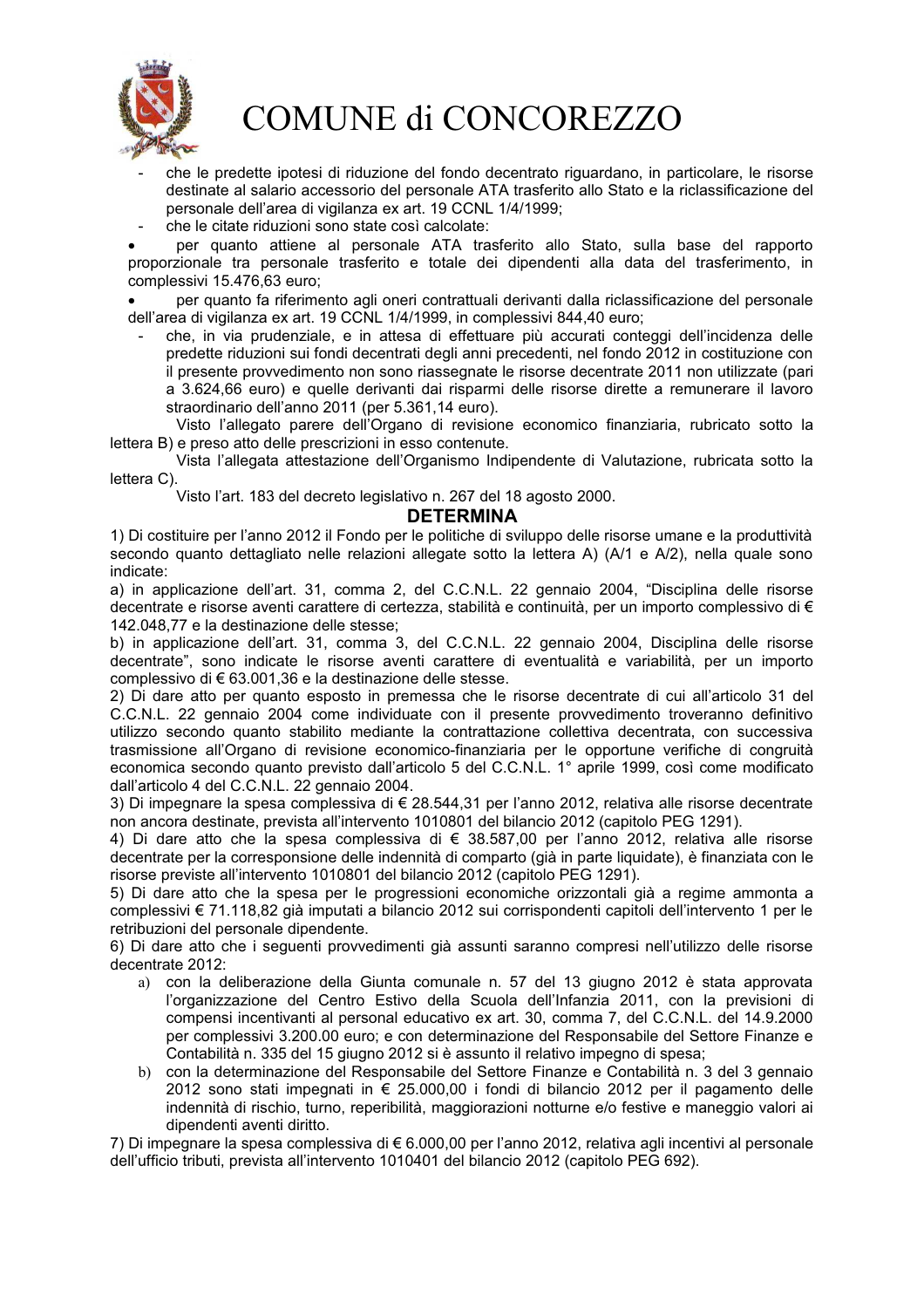- che le predette ipotesi di riduzione del fondo decentrato riguardano, in particolare, le risorse destinate al salario accessorio del personale ATA trasferito allo Stato e la riclassificazione del personale dell'area di vigilanza ex art. 19 CCNL 1/4/1999;
- che le citate riduzioni sono state così calcolate:

- per quanto attiene al personale ATA trasferito allo Stato, sulla base del rapporto proporzionale tra personale trasferito e totale dei dipendenti alla data del trasferimento, in complessivi 15.476,63 euro;
- per quanto fa riferimento agli oneri contrattuali derivanti dalla riclassificazione del personale dell'area di vigilanza ex art. 19 CCNL 1/4/1999, in complessivi 844,40 euro;

- che, in via prudenziale, e in attesa di effettuare più accurati conteggi dell'incidenza delle predette riduzioni sui fondi decentrati degli anni precedenti, nel fondo 2012 in costituzione con il presente provvedimento non sono riassegnate le risorse decentrate 2011 non utilizzate (pari a 3.624,66 euro) e quelle derivanti dai risparmi delle risorse dirette a remunerare il lavoro straordinario dell'anno 2011 (per 5.361,14 euro).

Visto l'allegato parere dell'Organo di revisione economico finanziaria, rubricato sotto la lettera B) e preso atto delle prescrizioni in esso contenute.

Vista l'allegata attestazione dell'Organismo Indipendente di Valutazione, rubricata sotto la lettera C).

Visto l'art. 183 del decreto legislativo n. 267 del 18 agosto 2000.

## DETERMINA

1) Di costituire per l'anno 2012 il Fondo per le politiche di sviluppo delle risorse umane e la produttività secondo quanto dettagliato nelle relazioni allegate sotto la lettera A) (A/1 e A/2), nella quale sono indicate:

a) in applicazione dell'art. 31, comma 2, del C.C.N.L. 22 gennaio 2004, "Disciplina delle risorse decentrate e risorse aventi carattere di certezza, stabilità e continuità, per un importo complessivo di € 142.048,77 e la destinazione delle stesse;

b) in applicazione dell'art. 31, comma 3, del C.C.N.L. 22 gennaio 2004, Disciplina delle risorse decentrate", sono indicate le risorse aventi carattere di eventualità e variabilità, per un importo complessivo di € 63.001,36 e la destinazione delle stesse.

2) Di dare atto per quanto esposto in premessa che le risorse decentrate di cui all'articolo 31 del C.C.N.L. 22 gennaio 2004 come individuate con il presente provvedimento troveranno definitivo utilizzo secondo quanto stabilito mediante la contrattazione collettiva decentrata, con successiva trasmissione all'Organo di revisione economico-finanziaria per le opportune verifiche di congruità economica secondo quanto previsto dall'articolo 5 del C.C.N.L. 1° aprile 1999, così come modificato dall'articolo 4 del C.C.N.L. 22 gennaio 2004.

3) Di impegnare la spesa complessiva di € 28.544,31 per l'anno 2012, relativa alle risorse decentrate non ancora destinate, prevista all'intervento 1010801 del bilancio 2012 (capitolo PEG 1291).

4) Di dare atto che la spesa complessiva di € 38.587,00 per l'anno 2012, relativa alle risorse decentrate per la corresponsione delle indennità di comparto (già in parte liquidate), è finanziata con le risorse previste all'intervento 1010801 del bilancio 2012 (capitolo PEG 1291).

5) Di dare atto che la spesa per le progressioni economiche orizzontali già a regime ammonta a complessivi € 71.118,82 già imputati a bilancio 2012 sui corrispondenti capitoli dell'intervento 1 per le retribuzioni del personale dipendente.

6) Di dare atto che i seguenti provvedimenti già assunti saranno compresi nell'utilizzo delle risorse decentrate 2012:

a) con la deliberazione della Giunta comunale n. 57 del 13 giugno 2012 è stata approvata l'organizzazione del Centro Estivo della Scuola dell'Infanzia 2011, con la previsioni di compensi incentivanti al personal educativo ex art. 30, comma 7, del C.C.N.L. del 14.9.2000 per complessivi 3.200.00 euro; e con determinazione del Responsabile del Settore Finanze e Contabilità n. 335 del 15 giugno 2012 si è assunto il relativo impegno di spesa;

b) con la determinazione del Responsabile del Settore Finanze e Contabilità n. 3 del 3 gennaio 2012 sono stati impegnati in € 25.000,00 i fondi di bilancio 2012 per il pagamento delle indennità di rischio, turno, reperibilità, maggiorazioni notturne e/o festive e maneggio valori ai dipendenti aventi diritto.

7) Di impegnare la spesa complessiva di € 6.000,00 per l'anno 2012, relativa agli incentivi al personale dell'ufficio tributi, prevista all'intervento 1010401 del bilancio 2012 (capitolo PEG 692).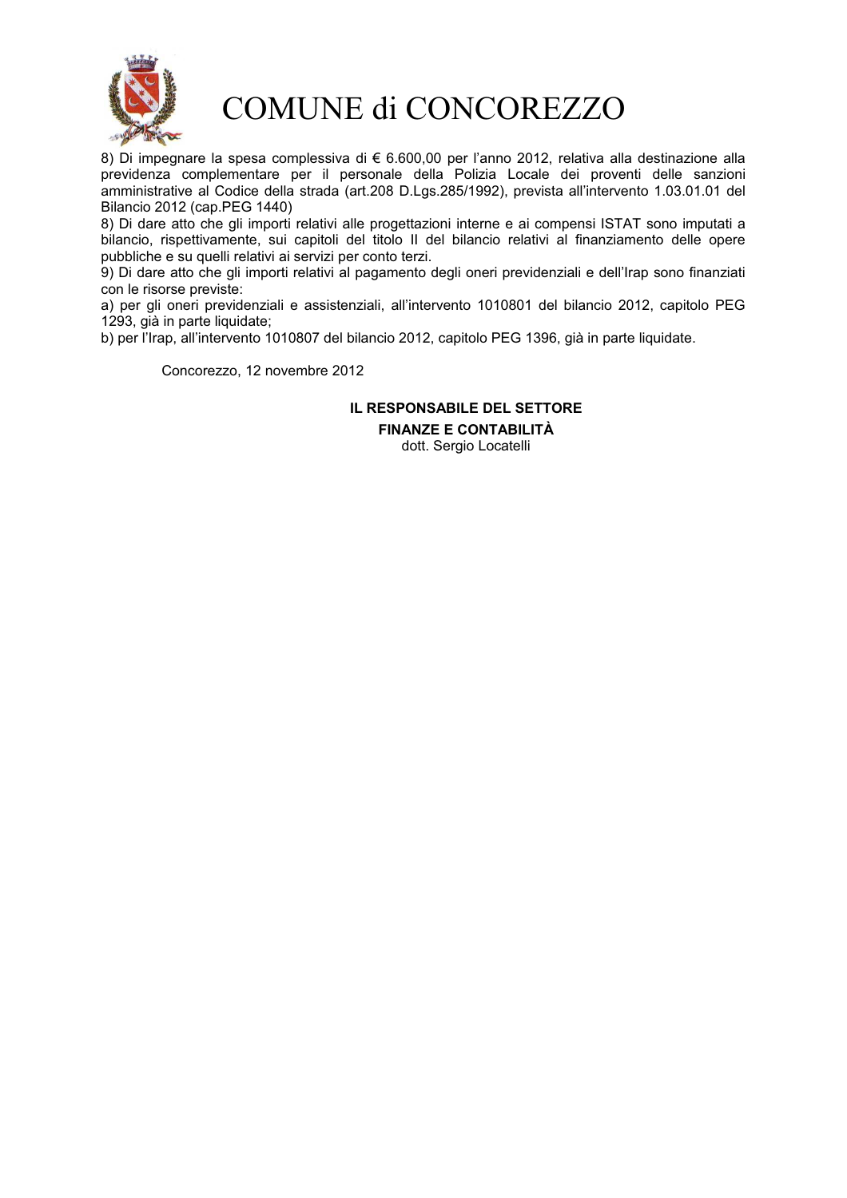8) Di impegnare la spesa complessiva di € 6.600,00 per l'anno 2012, relativa alla destinazione alla previdenza complementare per il personale della Polizia Locale dei proventi delle sanzioni amministrative al Codice della strada (art.208 D.Lgs.285/1992), prevista all'intervento 1.03.01.01 del Bilancio 2012 (cap.PEG 1440)

8) Di dare atto che gli importi relativi alle progettazioni interne e ai compensi ISTAT sono imputati a bilancio, rispettivamente, sui capitoli del titolo II del bilancio relativi al finanziamento delle opere pubbliche e su quelli relativi ai servizi per conto terzi.

9) Di dare atto che gli importi relativi al pagamento degli oneri previdenziali e dell'Irap sono finanziati con le risorse previste:

a) per gli oneri previdenziali e assistenziali, all'intervento 1010801 del bilancio 2012, capitolo PEG 1293, già in parte liquidate;

b) per l'Irap, all'intervento 1010807 del bilancio 2012, capitolo PEG 1396, già in parte liquidate.

Concorezzo, 12 novembre 2012

**IL RESPONSABILE DEL SETTORE**
**FINANZE E CONTABILITÀ**
dott. Sergio Locatelli